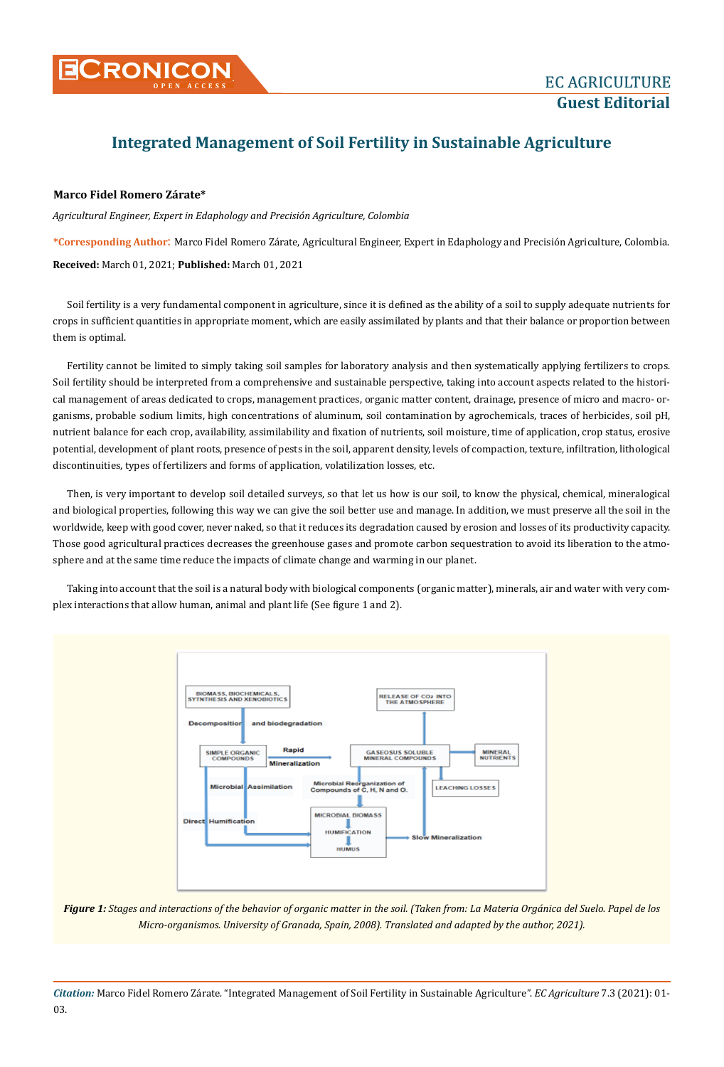# Integrated Management of Soil Fertility in Sustainable Agriculture

**Marco Fidel Romero Zárate***

*Agricultural Engineer, Expert in Edaphology and Precisión Agriculture, Colombia*

***Corresponding Author**: Marco Fidel Romero Zárate, Agricultural Engineer, Expert in Edaphology and Precisión Agriculture, Colombia.

**Received:** March 01, 2021; **Published:** March 01, 2021

Soil fertility is a very fundamental component in agriculture, since it is defined as the ability of a soil to supply adequate nutrients for crops in sufficient quantities in appropriate moment, which are easily assimilated by plants and that their balance or proportion between them is optimal.

Fertility cannot be limited to simply taking soil samples for laboratory analysis and then systematically applying fertilizers to crops. Soil fertility should be interpreted from a comprehensive and sustainable perspective, taking into account aspects related to the historical management of areas dedicated to crops, management practices, organic matter content, drainage, presence of micro and macro- organisms, probable sodium limits, high concentrations of aluminum, soil contamination by agrochemicals, traces of herbicides, soil pH, nutrient balance for each crop, availability, assimilability and fixation of nutrients, soil moisture, time of application, crop status, erosive potential, development of plant roots, presence of pests in the soil, apparent density, levels of compaction, texture, infiltration, lithological discontinuities, types of fertilizers and forms of application, volatilization losses, etc.

Then, is very important to develop soil detailed surveys, so that let us how is our soil, to know the physical, chemical, mineralogical and biological properties, following this way we can give the soil better use and manage. In addition, we must preserve all the soil in the worldwide, keep with good cover, never naked, so that it reduces its degradation caused by erosion and losses of its productivity capacity. Those good agricultural practices decreases the greenhouse gases and promote carbon sequestration to avoid its liberation to the atmosphere and at the same time reduce the impacts of climate change and warming in our planet.

Taking into account that the soil is a natural body with biological components (organic matter), minerals, air and water with very complex interactions that allow human, animal and plant life (See figure 1 and 2).

***Figure 1:*** *Stages and interactions of the behavior of organic matter in the soil. (Taken from: La Materia Orgánica del Suelo. Papel de los Micro-organismos. University of Granada, Spain, 2008). Translated and adapted by the author, 2021).*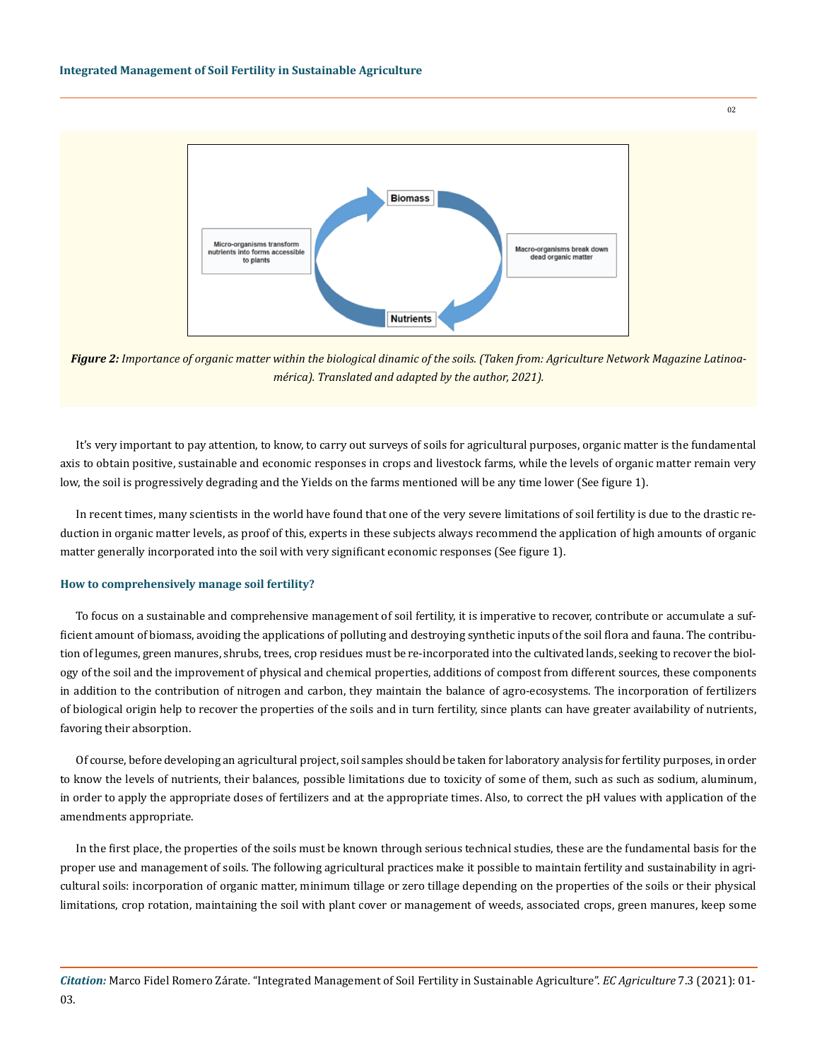*Figure 2: Importance of organic matter within the biological dinamic of the soils. (Taken from: Agriculture Network Magazine Latinoamérica). Translated and adapted by the author, 2021).*

It's very important to pay attention, to know, to carry out surveys of soils for agricultural purposes, organic matter is the fundamental axis to obtain positive, sustainable and economic responses in crops and livestock farms, while the levels of organic matter remain very low, the soil is progressively degrading and the Yields on the farms mentioned will be any time lower (See figure 1).

In recent times, many scientists in the world have found that one of the very severe limitations of soil fertility is due to the drastic reduction in organic matter levels, as proof of this, experts in these subjects always recommend the application of high amounts of organic matter generally incorporated into the soil with very significant economic responses (See figure 1).

### How to comprehensively manage soil fertility?

To focus on a sustainable and comprehensive management of soil fertility, it is imperative to recover, contribute or accumulate a sufficient amount of biomass, avoiding the applications of polluting and destroying synthetic inputs of the soil flora and fauna. The contribution of legumes, green manures, shrubs, trees, crop residues must be re-incorporated into the cultivated lands, seeking to recover the biology of the soil and the improvement of physical and chemical properties, additions of compost from different sources, these components in addition to the contribution of nitrogen and carbon, they maintain the balance of agro-ecosystems. The incorporation of fertilizers of biological origin help to recover the properties of the soils and in turn fertility, since plants can have greater availability of nutrients, favoring their absorption.

Of course, before developing an agricultural project, soil samples should be taken for laboratory analysis for fertility purposes, in order to know the levels of nutrients, their balances, possible limitations due to toxicity of some of them, such as such as sodium, aluminum, in order to apply the appropriate doses of fertilizers and at the appropriate times. Also, to correct the pH values with application of the amendments appropriate.

In the first place, the properties of the soils must be known through serious technical studies, these are the fundamental basis for the proper use and management of soils. The following agricultural practices make it possible to maintain fertility and sustainability in agricultural soils: incorporation of organic matter, minimum tillage or zero tillage depending on the properties of the soils or their physical limitations, crop rotation, maintaining the soil with plant cover or management of weeds, associated crops, green manures, keep some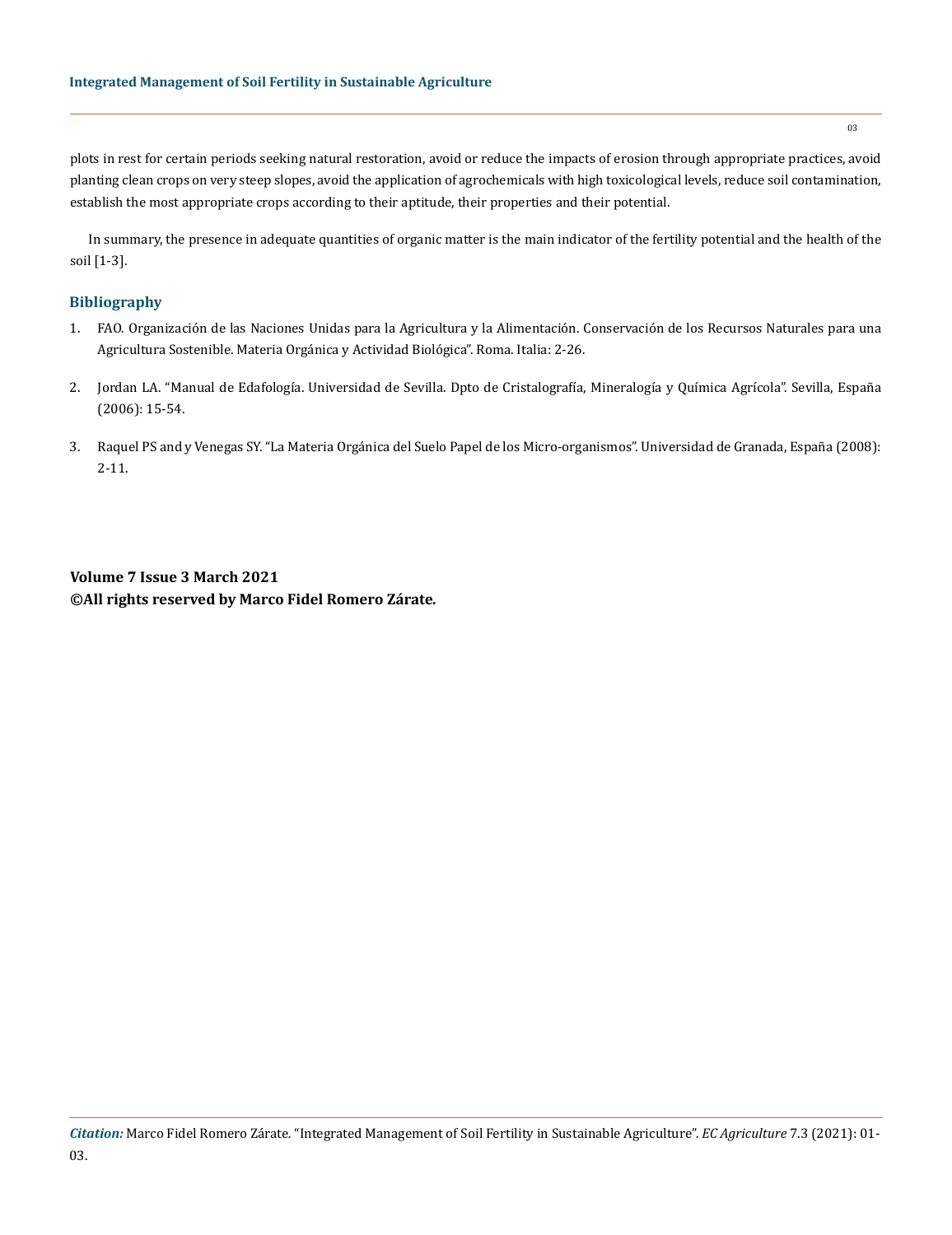plots in rest for certain periods seeking natural restoration, avoid or reduce the impacts of erosion through appropriate practices, avoid planting clean crops on very steep slopes, avoid the application of agrochemicals with high toxicological levels, reduce soil contamination, establish the most appropriate crops according to their aptitude, their properties and their potential.

In summary, the presence in adequate quantities of organic matter is the main indicator of the fertility potential and the health of the soil [1-3].

## Bibliography

1. FAO. Organización de las Naciones Unidas para la Agricultura y la Alimentación. Conservación de los Recursos Naturales para una Agricultura Sostenible. Materia Orgánica y Actividad Biológica". Roma. Italia: 2-26.
2. Jordan LA. "Manual de Edafología. Universidad de Sevilla. Dpto de Cristalografía, Mineralogía y Química Agrícola". Sevilla, España (2006): 15-54.
3. Raquel PS and y Venegas SY. "La Materia Orgánica del Suelo Papel de los Micro-organismos". Universidad de Granada, España (2008): 2-11.

**Volume 7 Issue 3 March 2021**
**©All rights reserved by Marco Fidel Romero Zárate.**